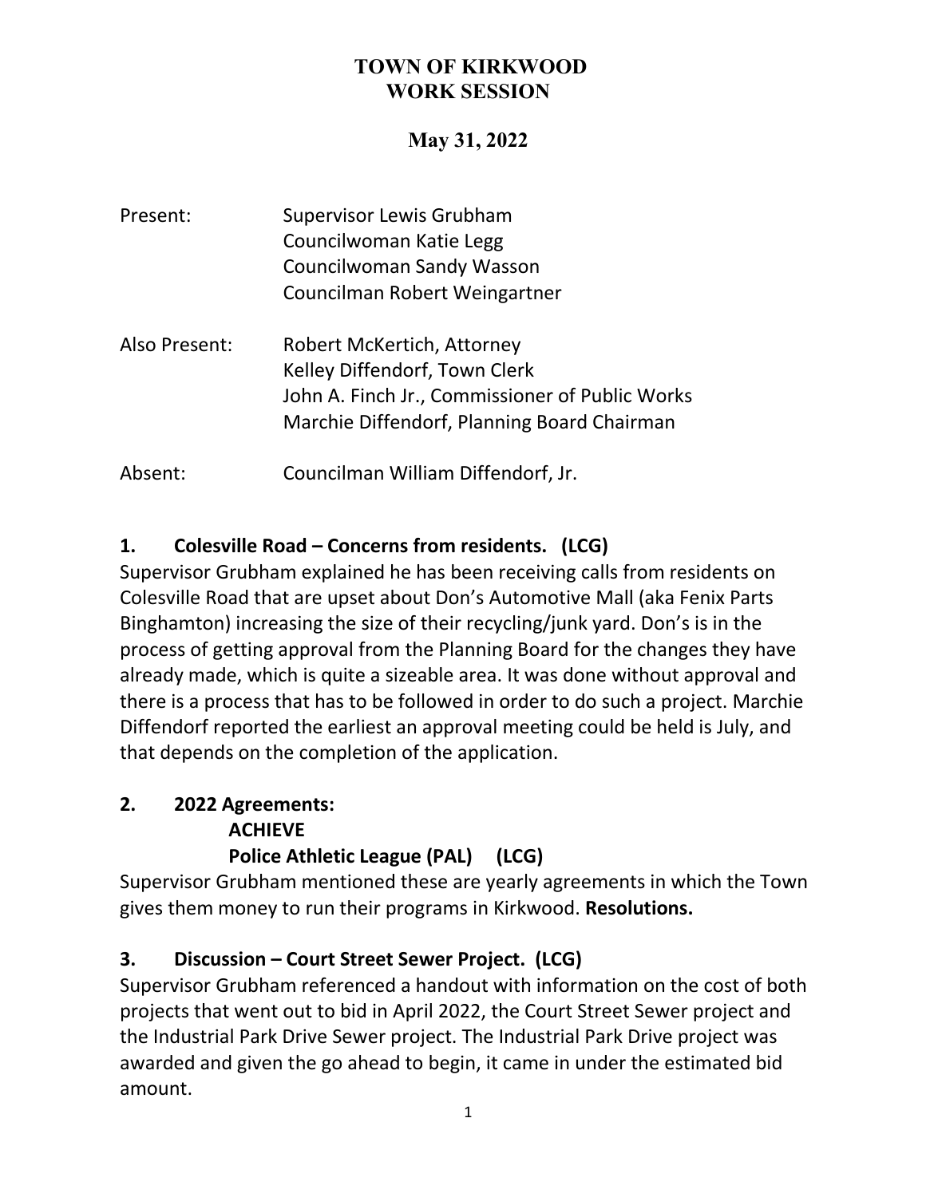# TOWN OF KIRKWOOD
# WORK SESSION

## May 31, 2022

| | |
|---|---|
| Present: | Supervisor Lewis Grubham<br>Councilwoman Katie Legg<br>Councilwoman Sandy Wasson<br>Councilman Robert Weingartner |
| Also Present: | Robert McKertich, Attorney<br>Kelley Diffendorf, Town Clerk<br>John A. Finch Jr., Commissioner of Public Works<br>Marchie Diffendorf, Planning Board Chairman |
| Absent: | Councilman William Diffendorf, Jr. |

**1. Colesville Road – Concerns from residents. (LCG)**

Supervisor Grubham explained he has been receiving calls from residents on Colesville Road that are upset about Don's Automotive Mall (aka Fenix Parts Binghamton) increasing the size of their recycling/junk yard. Don's is in the process of getting approval from the Planning Board for the changes they have already made, which is quite a sizeable area. It was done without approval and there is a process that has to be followed in order to do such a project. Marchie Diffendorf reported the earliest an approval meeting could be held is July, and that depends on the completion of the application.

**2. 2022 Agreements:**
**ACHIEVE**
**Police Athletic League (PAL) (LCG)**

Supervisor Grubham mentioned these are yearly agreements in which the Town gives them money to run their programs in Kirkwood. **Resolutions.**

**3. Discussion – Court Street Sewer Project. (LCG)**

Supervisor Grubham referenced a handout with information on the cost of both projects that went out to bid in April 2022, the Court Street Sewer project and the Industrial Park Drive Sewer project. The Industrial Park Drive project was awarded and given the go ahead to begin, it came in under the estimated bid amount.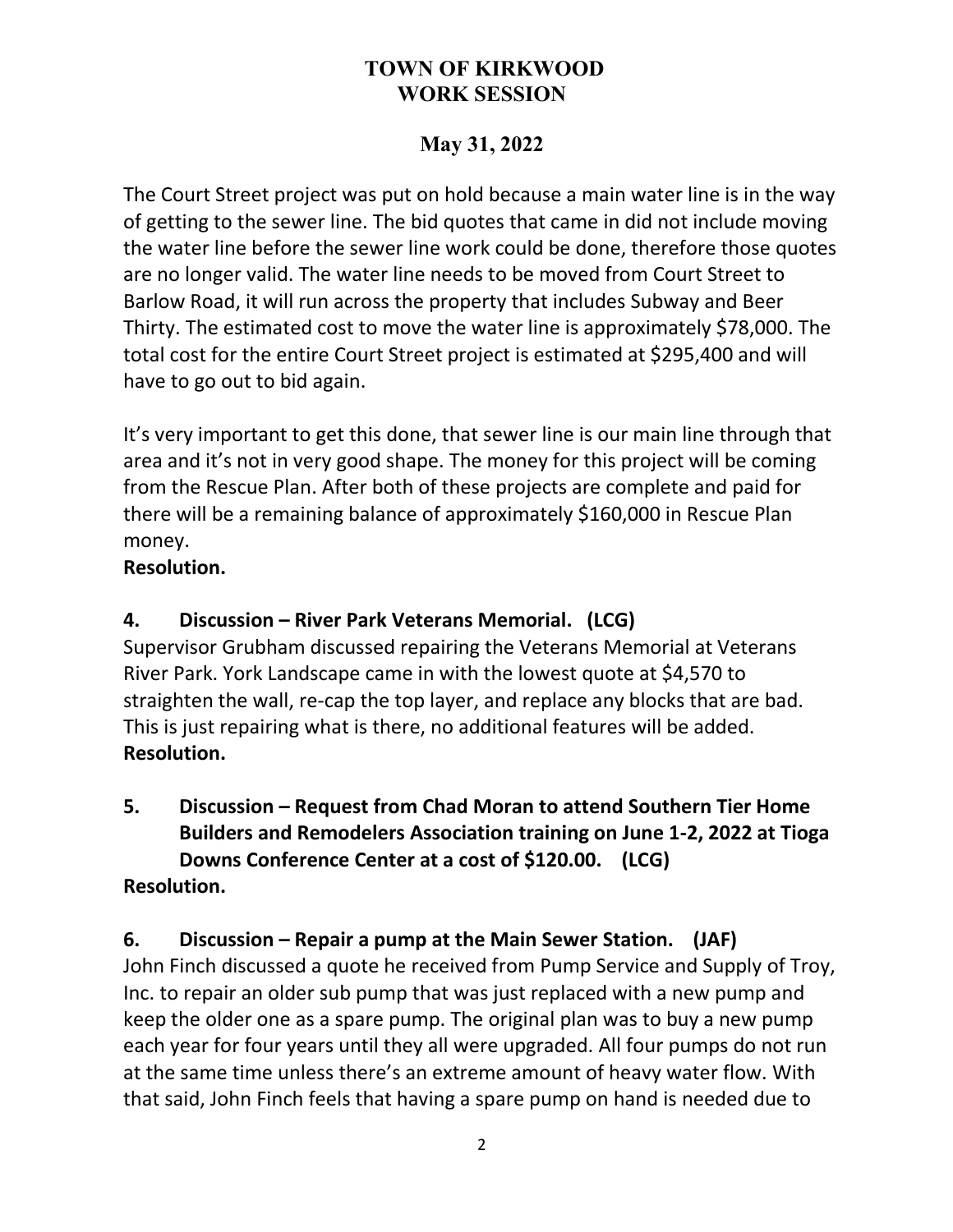# TOWN OF KIRKWOOD
# WORK SESSION

## May 31, 2022

The Court Street project was put on hold because a main water line is in the way of getting to the sewer line. The bid quotes that came in did not include moving the water line before the sewer line work could be done, therefore those quotes are no longer valid. The water line needs to be moved from Court Street to Barlow Road, it will run across the property that includes Subway and Beer Thirty. The estimated cost to move the water line is approximately $78,000. The total cost for the entire Court Street project is estimated at $295,400 and will have to go out to bid again.

It's very important to get this done, that sewer line is our main line through that area and it's not in very good shape. The money for this project will be coming from the Rescue Plan. After both of these projects are complete and paid for there will be a remaining balance of approximately $160,000 in Rescue Plan money.

**Resolution.**

**4. Discussion – River Park Veterans Memorial. (LCG)**

Supervisor Grubham discussed repairing the Veterans Memorial at Veterans River Park. York Landscape came in with the lowest quote at $4,570 to straighten the wall, re-cap the top layer, and replace any blocks that are bad. This is just repairing what is there, no additional features will be added.

**Resolution.**

**5. Discussion – Request from Chad Moran to attend Southern Tier Home Builders and Remodelers Association training on June 1-2, 2022 at Tioga Downs Conference Center at a cost of $120.00. (LCG)**

**Resolution.**

**6. Discussion – Repair a pump at the Main Sewer Station. (JAF)**

John Finch discussed a quote he received from Pump Service and Supply of Troy, Inc. to repair an older sub pump that was just replaced with a new pump and keep the older one as a spare pump. The original plan was to buy a new pump each year for four years until they all were upgraded. All four pumps do not run at the same time unless there's an extreme amount of heavy water flow. With that said, John Finch feels that having a spare pump on hand is needed due to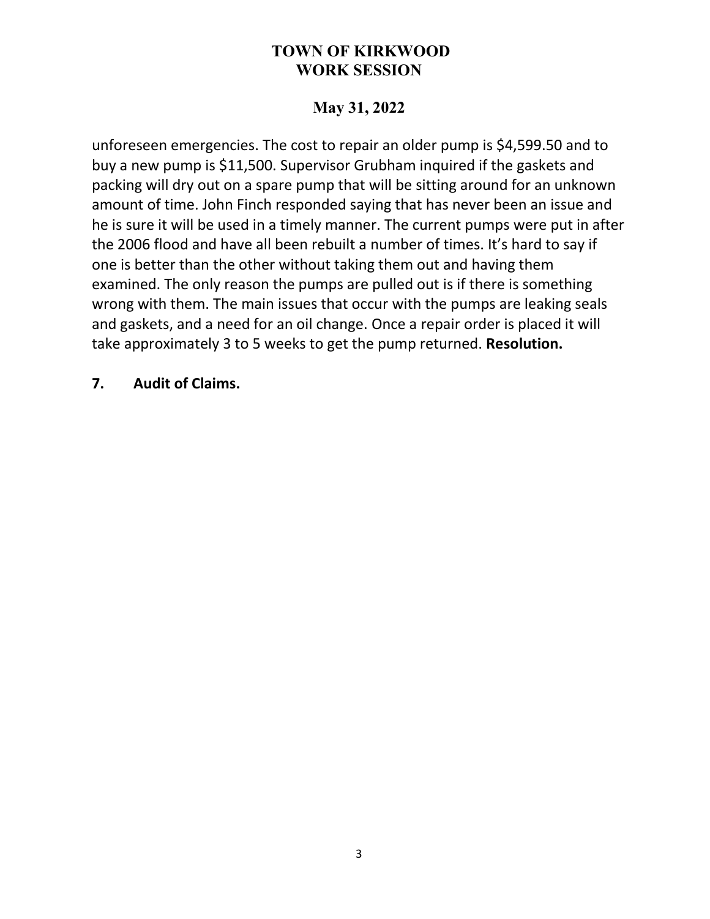unforeseen emergencies. The cost to repair an older pump is $4,599.50 and to buy a new pump is $11,500. Supervisor Grubham inquired if the gaskets and packing will dry out on a spare pump that will be sitting around for an unknown amount of time. John Finch responded saying that has never been an issue and he is sure it will be used in a timely manner. The current pumps were put in after the 2006 flood and have all been rebuilt a number of times. It's hard to say if one is better than the other without taking them out and having them examined. The only reason the pumps are pulled out is if there is something wrong with them. The main issues that occur with the pumps are leaking seals and gaskets, and a need for an oil change. Once a repair order is placed it will take approximately 3 to 5 weeks to get the pump returned. **Resolution.**

**7. Audit of Claims.**